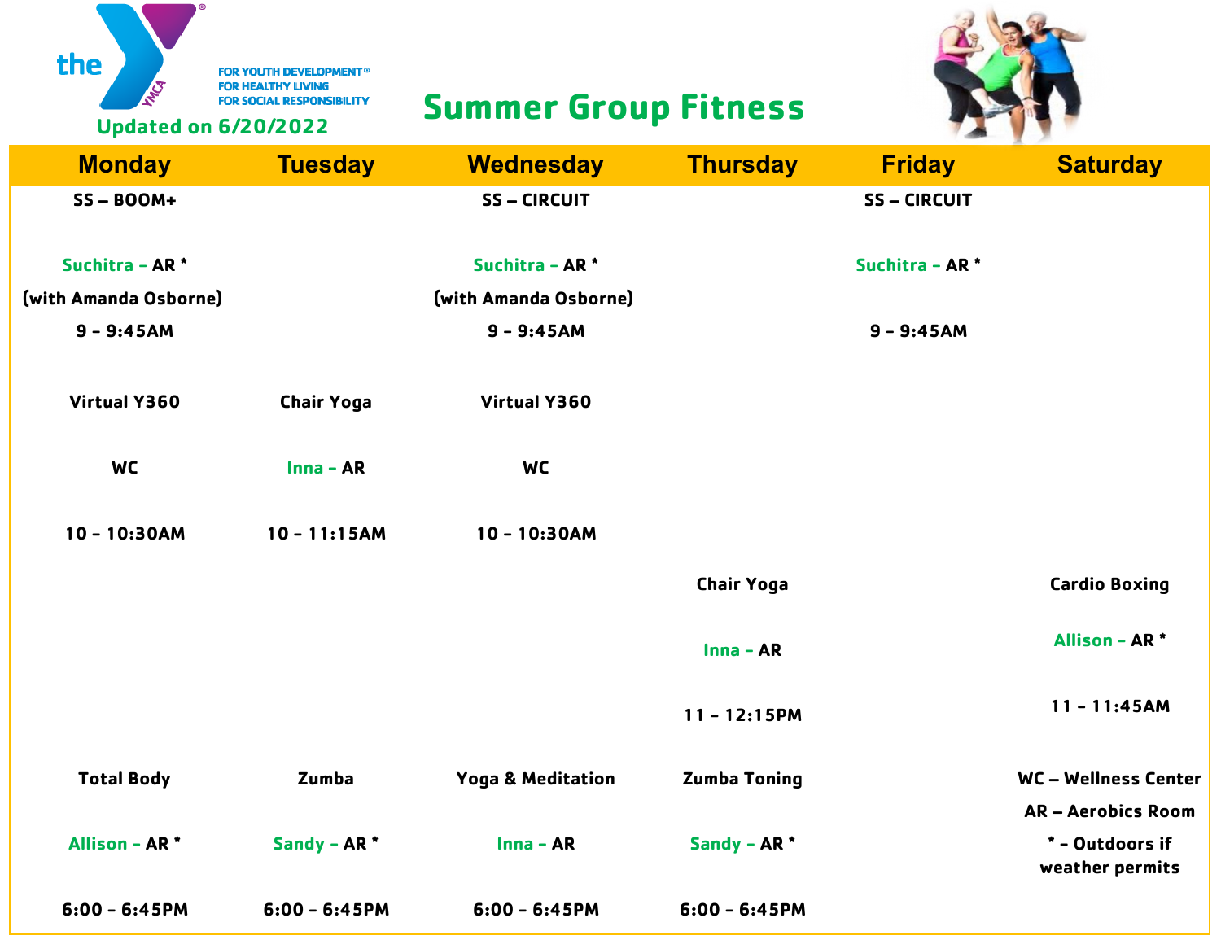the YMCA

FOR YOUTH DEVELOPMENT®
FOR HEALTHY LIVING
FOR SOCIAL RESPONSIBILITY

Updated on 6/20/2022

# Summer Group Fitness

| Monday | Tuesday | Wednesday | Thursday | Friday | Saturday |
|---|---|---|---|---|---|
| SS – BOOM+<br>Suchitra – AR *<br>(with Amanda Osborne)<br>9 - 9:45AM | | SS – CIRCUIT<br>Suchitra – AR *<br>(with Amanda Osborne)<br>9 - 9:45AM | | SS – CIRCUIT<br>Suchitra – AR *<br>9 - 9:45AM | |
| Virtual Y360<br>WC<br>10 - 10:30AM | Chair Yoga<br>Inna – AR<br>10 - 11:15AM | Virtual Y360<br>WC<br>10 - 10:30AM | | | |
| | | | Chair Yoga<br>Inna – AR<br>11 - 12:15PM | | Cardio Boxing<br>Allison – AR *<br>11 - 11:45AM |
| Total Body<br>Allison – AR *<br>6:00 - 6:45PM | Zumba<br>Sandy – AR *<br>6:00 - 6:45PM | Yoga & Meditation<br>Inna – AR<br>6:00 - 6:45PM | Zumba Toning<br>Sandy – AR *<br>6:00 - 6:45PM | | WC – Wellness Center<br>AR – Aerobics Room<br>* - Outdoors if weather permits |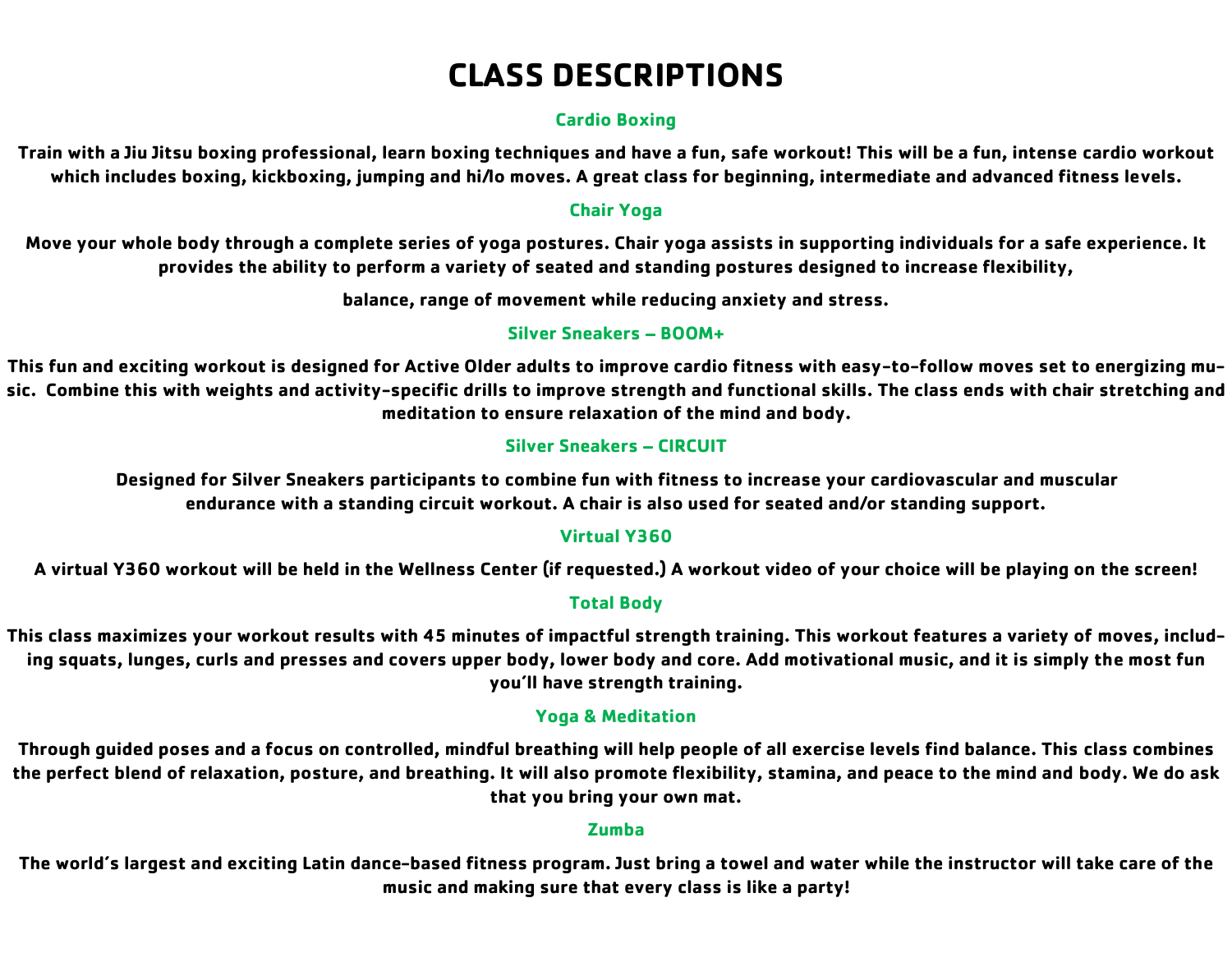# CLASS DESCRIPTIONS

## Cardio Boxing

Train with a Jiu Jitsu boxing professional, learn boxing techniques and have a fun, safe workout! This will be a fun, intense cardio workout which includes boxing, kickboxing, jumping and hi/lo moves. A great class for beginning, intermediate and advanced fitness levels.

## Chair Yoga

Move your whole body through a complete series of yoga postures. Chair yoga assists in supporting individuals for a safe experience. It provides the ability to perform a variety of seated and standing postures designed to increase flexibility,

balance, range of movement while reducing anxiety and stress.

## Silver Sneakers – BOOM+

This fun and exciting workout is designed for Active Older adults to improve cardio fitness with easy-to-follow moves set to energizing music. Combine this with weights and activity-specific drills to improve strength and functional skills. The class ends with chair stretching and meditation to ensure relaxation of the mind and body.

## Silver Sneakers – CIRCUIT

Designed for Silver Sneakers participants to combine fun with fitness to increase your cardiovascular and muscular endurance with a standing circuit workout. A chair is also used for seated and/or standing support.

## Virtual Y360

A virtual Y360 workout will be held in the Wellness Center (if requested.) A workout video of your choice will be playing on the screen!

## Total Body

This class maximizes your workout results with 45 minutes of impactful strength training. This workout features a variety of moves, including squats, lunges, curls and presses and covers upper body, lower body and core. Add motivational music, and it is simply the most fun you'll have strength training.

## Yoga & Meditation

Through guided poses and a focus on controlled, mindful breathing will help people of all exercise levels find balance. This class combines the perfect blend of relaxation, posture, and breathing. It will also promote flexibility, stamina, and peace to the mind and body. We do ask that you bring your own mat.

## Zumba

The world's largest and exciting Latin dance-based fitness program. Just bring a towel and water while the instructor will take care of the music and making sure that every class is like a party!